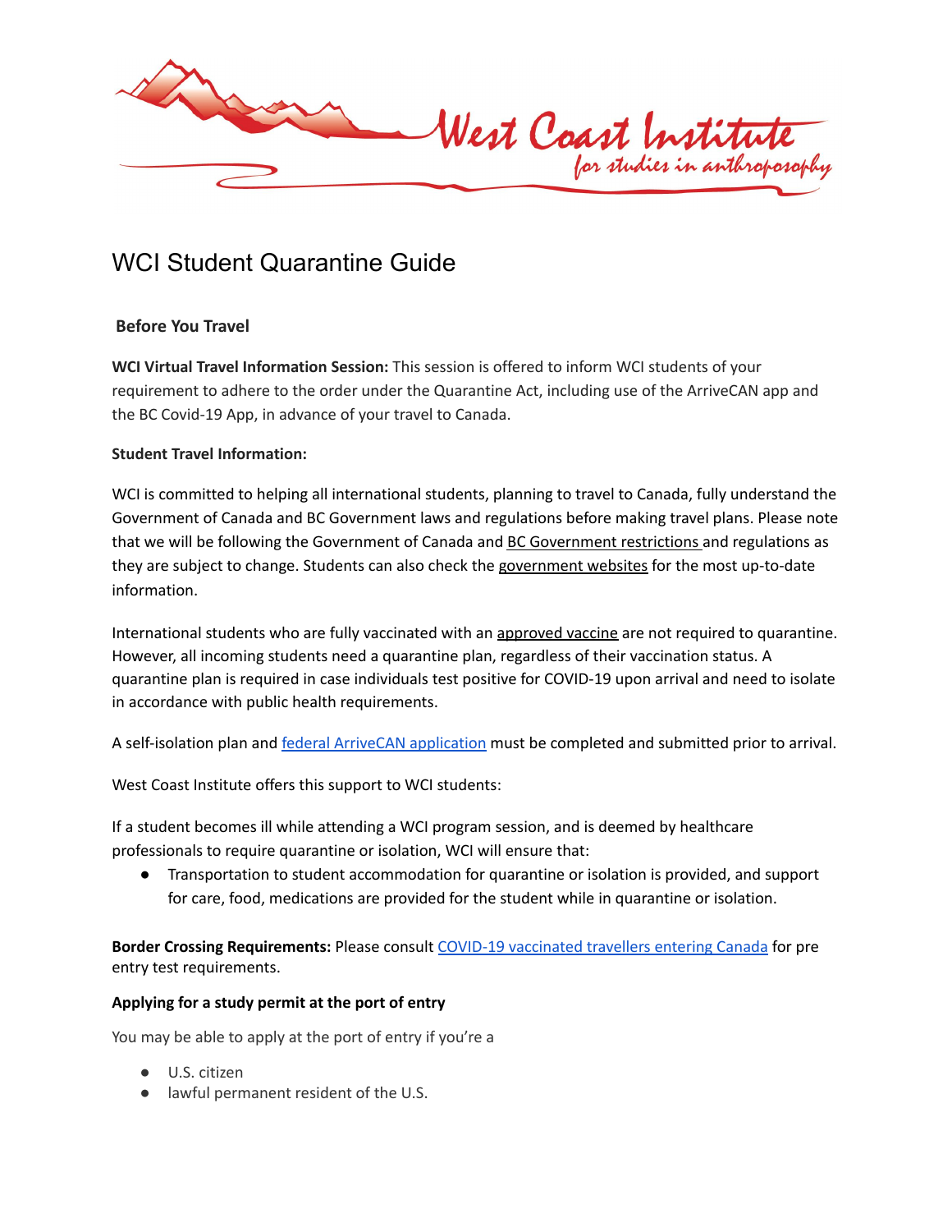# WCI Student Quarantine Guide

## Before You Travel

**WCI Virtual Travel Information Session:** This session is offered to inform WCI students of your requirement to adhere to the order under the Quarantine Act, including use of the ArriveCAN app and the BC Covid-19 App, in advance of your travel to Canada.

**Student Travel Information:**

WCI is committed to helping all international students, planning to travel to Canada, fully understand the Government of Canada and BC Government laws and regulations before making travel plans. Please note that we will be following the Government of Canada and BC Government restrictions and regulations as they are subject to change. Students can also check the government websites for the most up-to-date information.

International students who are fully vaccinated with an approved vaccine are not required to quarantine. However, all incoming students need a quarantine plan, regardless of their vaccination status. A quarantine plan is required in case individuals test positive for COVID-19 upon arrival and need to isolate in accordance with public health requirements.

A self-isolation plan and federal ArriveCAN application must be completed and submitted prior to arrival.

West Coast Institute offers this support to WCI students:

If a student becomes ill while attending a WCI program session, and is deemed by healthcare professionals to require quarantine or isolation, WCI will ensure that:

- Transportation to student accommodation for quarantine or isolation is provided, and support for care, food, medications are provided for the student while in quarantine or isolation.

**Border Crossing Requirements:** Please consult COVID-19 vaccinated travellers entering Canada for pre entry test requirements.

**Applying for a study permit at the port of entry**

You may be able to apply at the port of entry if you're a

- U.S. citizen
- lawful permanent resident of the U.S.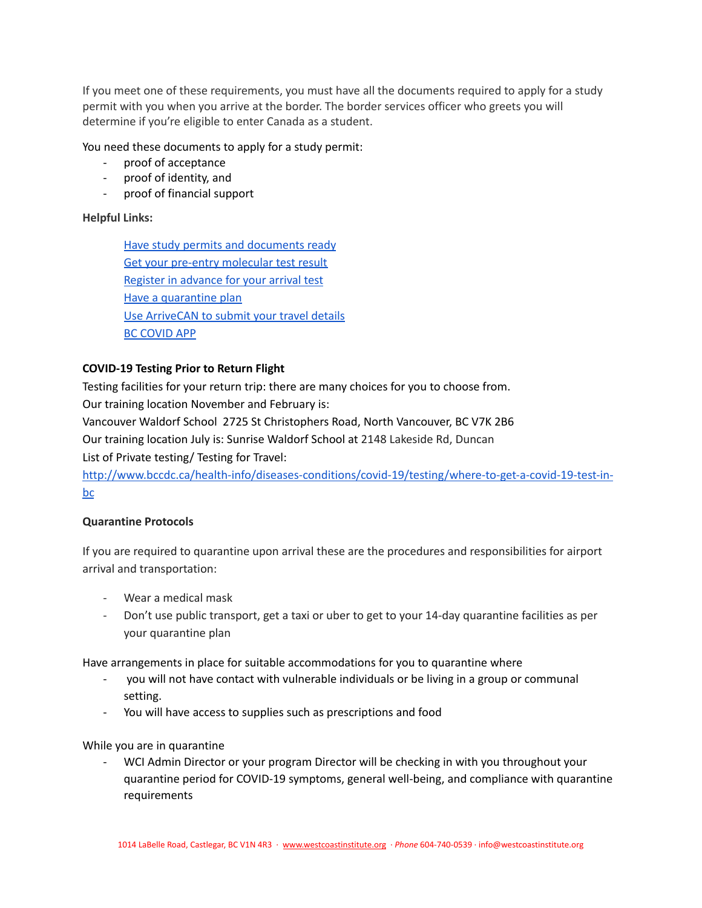If you meet one of these requirements, you must have all the documents required to apply for a study permit with you when you arrive at the border. The border services officer who greets you will determine if you're eligible to enter Canada as a student.

You need these documents to apply for a study permit:

- proof of acceptance
- proof of identity, and
- proof of financial support

**Helpful Links:**

[Have study permits and documents ready](#)
[Get your pre-entry molecular test result](#)
[Register in advance for your arrival test](#)
[Have a quarantine plan](#)
[Use ArriveCAN to submit your travel details](#)
[BC COVID APP](#)

**COVID-19 Testing Prior to Return Flight**

Testing facilities for your return trip: there are many choices for you to choose from.
Our training location November and February is:
Vancouver Waldorf School 2725 St Christophers Road, North Vancouver, BC V7K 2B6
Our training location July is: Sunrise Waldorf School at 2148 Lakeside Rd, Duncan
List of Private testing/ Testing for Travel:
http://www.bccdc.ca/health-info/diseases-conditions/covid-19/testing/where-to-get-a-covid-19-test-in-bc

**Quarantine Protocols**

If you are required to quarantine upon arrival these are the procedures and responsibilities for airport arrival and transportation:

- Wear a medical mask
- Don't use public transport, get a taxi or uber to get to your 14-day quarantine facilities as per your quarantine plan

Have arrangements in place for suitable accommodations for you to quarantine where

- you will not have contact with vulnerable individuals or be living in a group or communal setting.
- You will have access to supplies such as prescriptions and food

While you are in quarantine

- WCI Admin Director or your program Director will be checking in with you throughout your quarantine period for COVID-19 symptoms, general well-being, and compliance with quarantine requirements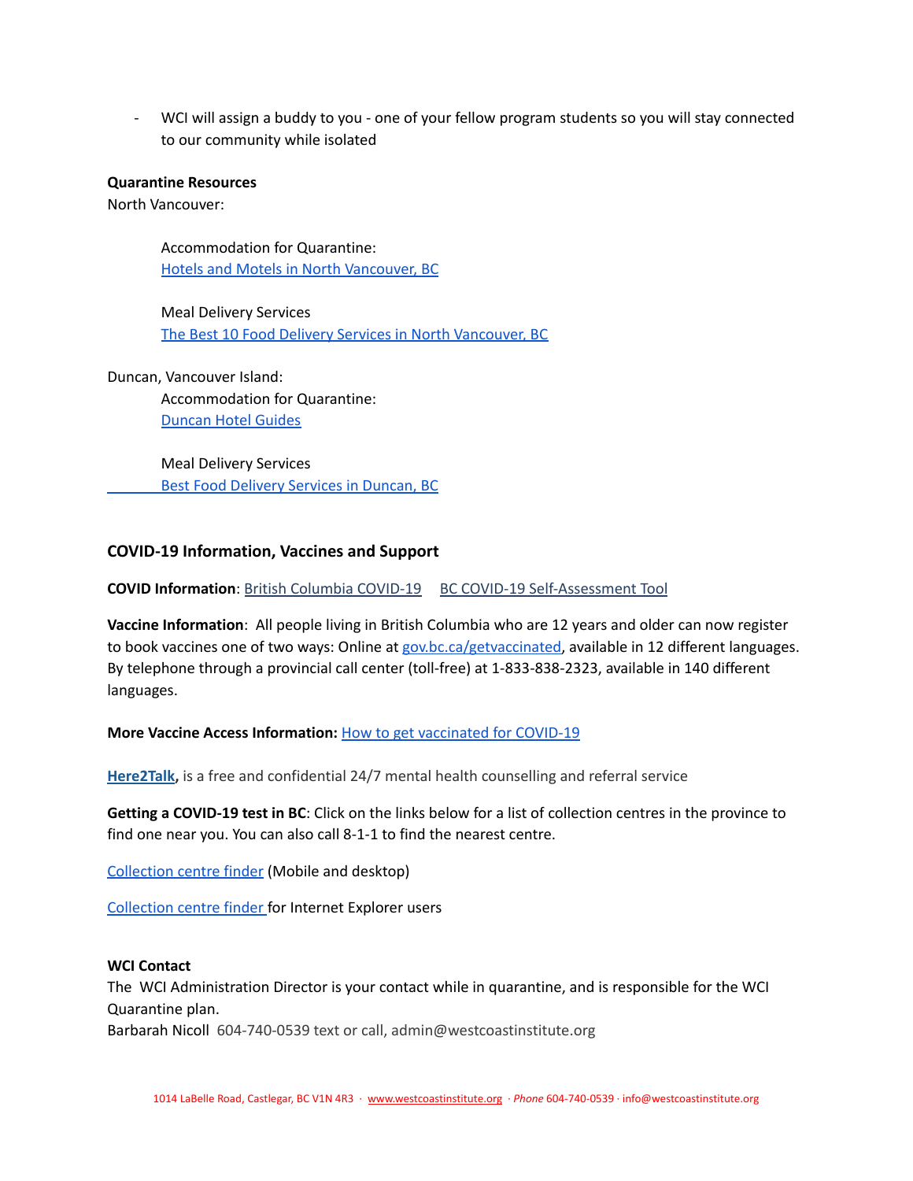- WCI will assign a buddy to you - one of your fellow program students so you will stay connected to our community while isolated

**Quarantine Resources**

North Vancouver:

Accommodation for Quarantine:
Hotels and Motels in North Vancouver, BC

Meal Delivery Services
The Best 10 Food Delivery Services in North Vancouver, BC

Duncan, Vancouver Island:

Accommodation for Quarantine:
Duncan Hotel Guides

Meal Delivery Services
Best Food Delivery Services in Duncan, BC

### COVID-19 Information, Vaccines and Support

**COVID Information**: British Columbia COVID-19    BC COVID-19 Self-Assessment Tool

**Vaccine Information**: All people living in British Columbia who are 12 years and older can now register to book vaccines one of two ways: Online at gov.bc.ca/getvaccinated, available in 12 different languages. By telephone through a provincial call center (toll-free) at 1-833-838-2323, available in 140 different languages.

**More Vaccine Access Information:** How to get vaccinated for COVID-19

**Here2Talk,** is a free and confidential 24/7 mental health counselling and referral service

**Getting a COVID-19 test in BC**: Click on the links below for a list of collection centres in the province to find one near you. You can also call 8-1-1 to find the nearest centre.

Collection centre finder (Mobile and desktop)

Collection centre finder for Internet Explorer users

**WCI Contact**

The WCI Administration Director is your contact while in quarantine, and is responsible for the WCI Quarantine plan.

Barbarah Nicoll 604-740-0539 text or call, admin@westcoastinstitute.org